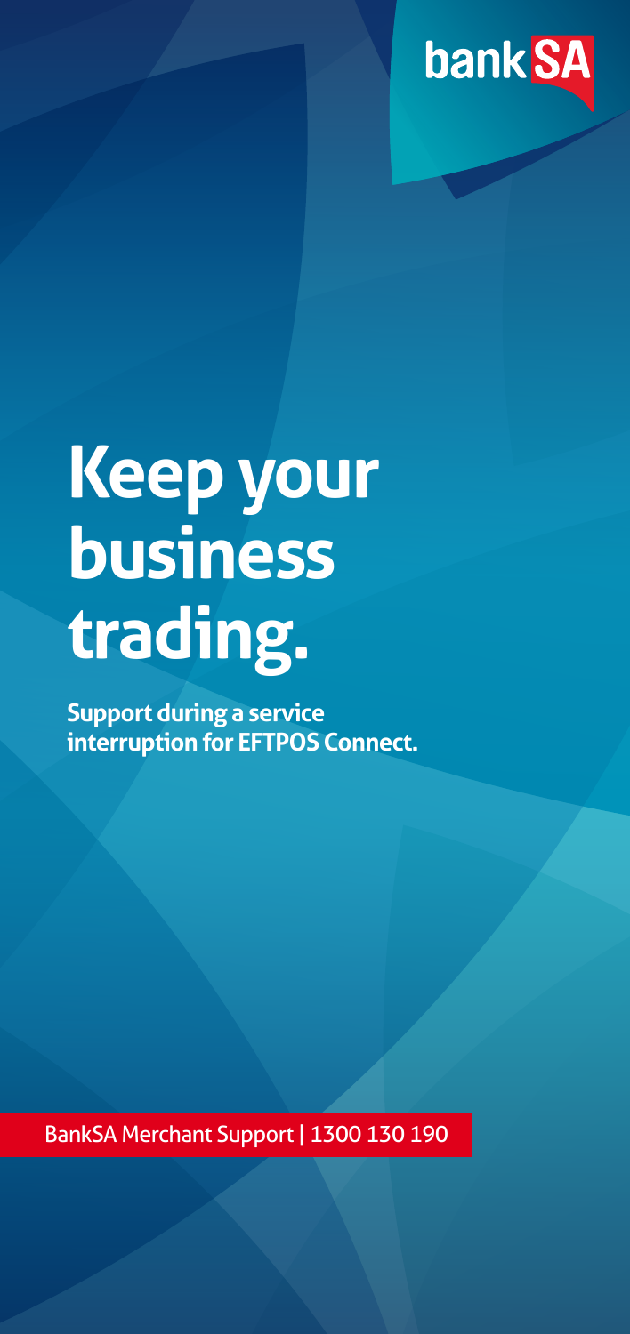bankSA

# Keep your business trading.

**Support during a service interruption for EFTPOS Connect.**

BankSA Merchant Support | 1300 130 190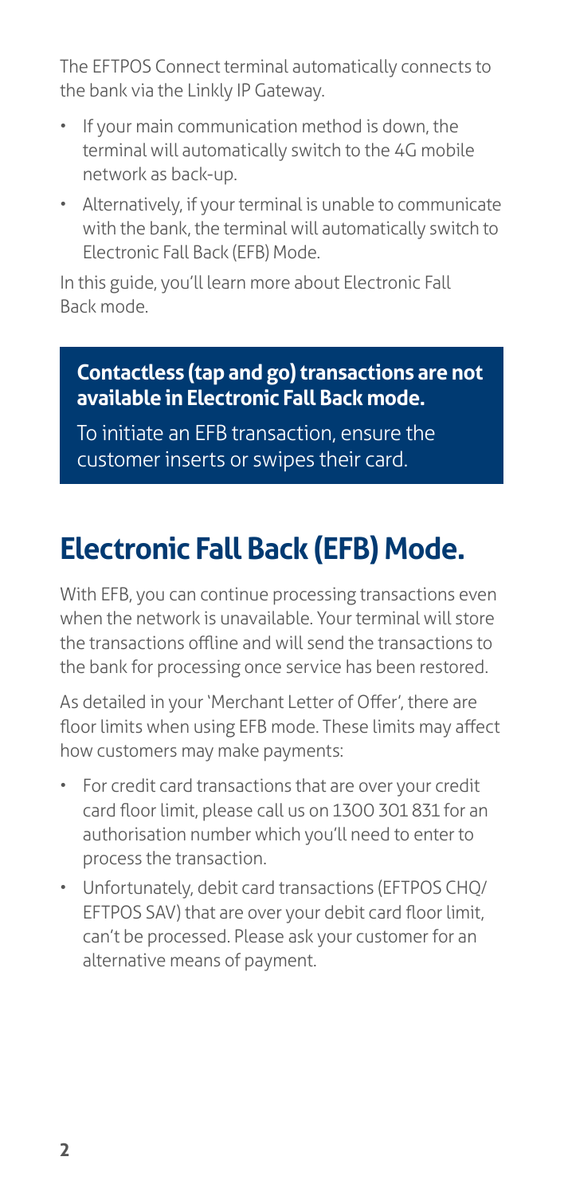The EFTPOS Connect terminal automatically connects to the bank via the Linkly IP Gateway.

- If your main communication method is down, the terminal will automatically switch to the 4G mobile network as back-up.
- Alternatively, if your terminal is unable to communicate with the bank, the terminal will automatically switch to Electronic Fall Back (EFB) Mode.

In this guide, you'll learn more about Electronic Fall Back mode.

> **Contactless (tap and go) transactions are not available in Electronic Fall Back mode.**
>
> To initiate an EFB transaction, ensure the customer inserts or swipes their card.

# Electronic Fall Back (EFB) Mode.

With EFB, you can continue processing transactions even when the network is unavailable. Your terminal will store the transactions offline and will send the transactions to the bank for processing once service has been restored.

As detailed in your 'Merchant Letter of Offer', there are floor limits when using EFB mode. These limits may affect how customers may make payments:

- For credit card transactions that are over your credit card floor limit, please call us on 1300 301 831 for an authorisation number which you'll need to enter to process the transaction.
- Unfortunately, debit card transactions (EFTPOS CHQ/ EFTPOS SAV) that are over your debit card floor limit, can't be processed. Please ask your customer for an alternative means of payment.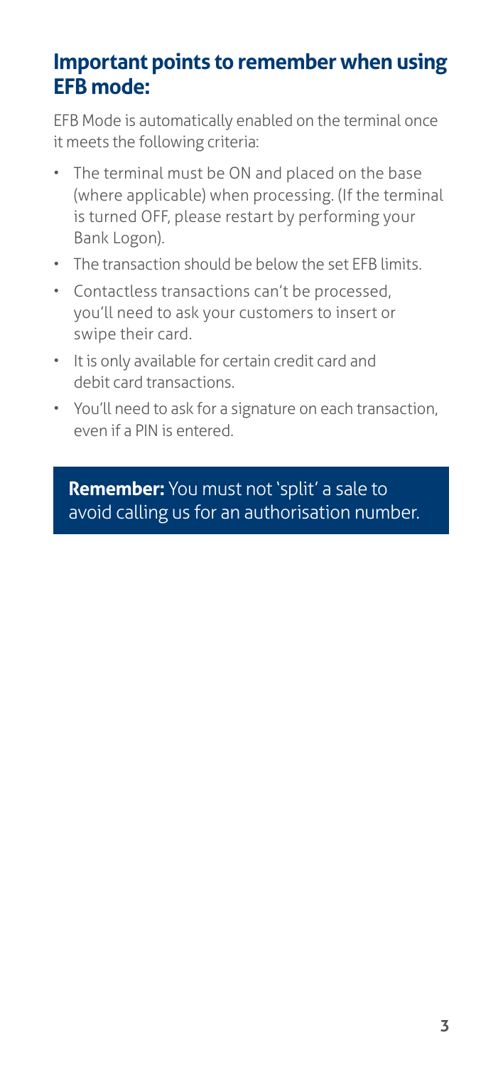## Important points to remember when using EFB mode:

EFB Mode is automatically enabled on the terminal once it meets the following criteria:

- The terminal must be ON and placed on the base (where applicable) when processing. (If the terminal is turned OFF, please restart by performing your Bank Logon).
- The transaction should be below the set EFB limits.
- Contactless transactions can't be processed, you'll need to ask your customers to insert or swipe their card.
- It is only available for certain credit card and debit card transactions.
- You'll need to ask for a signature on each transaction, even if a PIN is entered.

**Remember:** You must not 'split' a sale to avoid calling us for an authorisation number.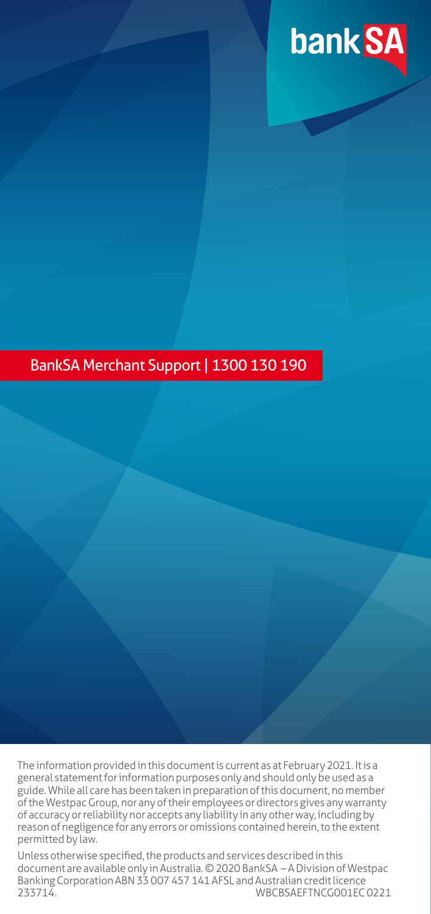bankSA

BankSA Merchant Support | 1300 130 190

The information provided in this document is current as at February 2021. It is a general statement for information purposes only and should only be used as a guide. While all care has been taken in preparation of this document, no member of the Westpac Group, nor any of their employees or directors gives any warranty of accuracy or reliability nor accepts any liability in any other way, including by reason of negligence for any errors or omissions contained herein, to the extent permitted by law.

Unless otherwise specified, the products and services described in this document are available only in Australia. © 2020 BankSA – A Division of Westpac Banking Corporation ABN 33 007 457 141 AFSL and Australian credit licence 233714. WBCBSAEFTNCG001EC 0221